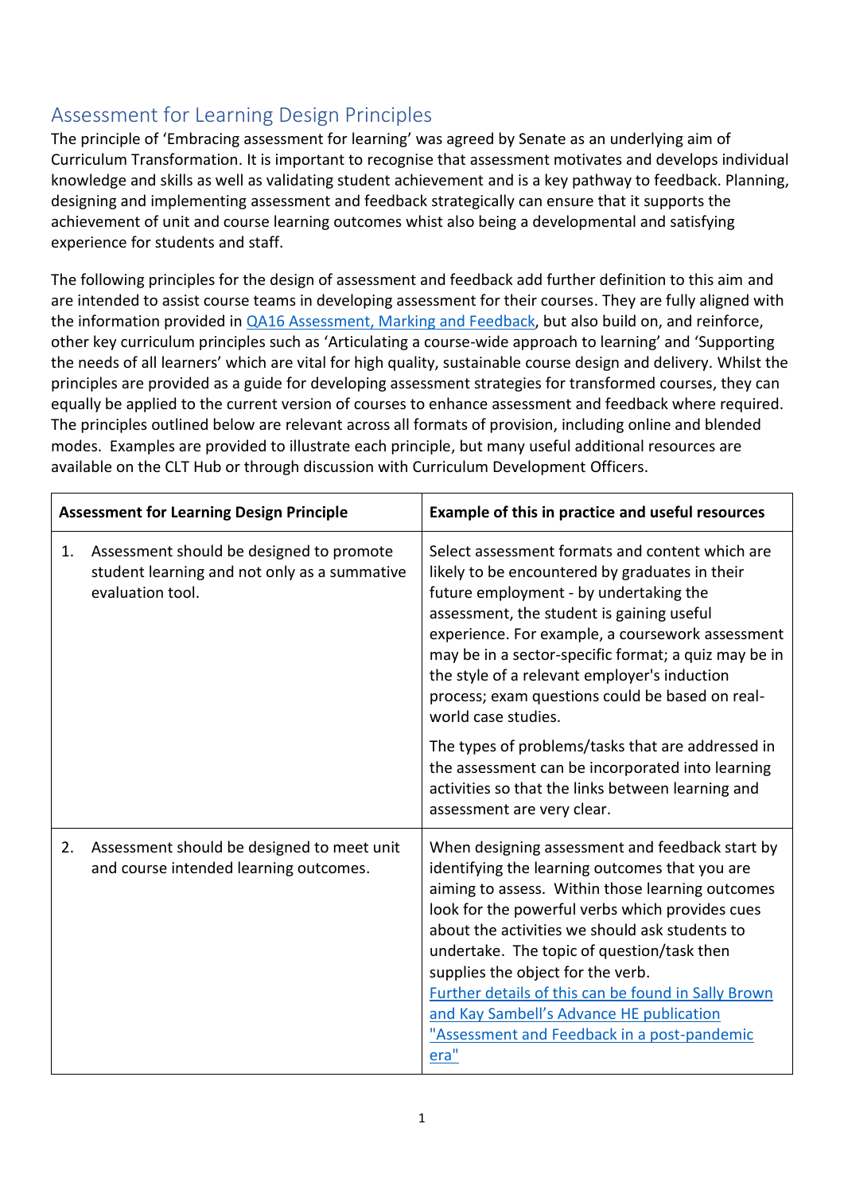## Assessment for Learning Design Principles

The principle of 'Embracing assessment for learning' was agreed by Senate as an underlying aim of Curriculum Transformation. It is important to recognise that assessment motivates and develops individual knowledge and skills as well as validating student achievement and is a key pathway to feedback. Planning, designing and implementing assessment and feedback strategically can ensure that it supports the achievement of unit and course learning outcomes whist also being a developmental and satisfying experience for students and staff.

The following principles for the design of assessment and feedback add further definition to this aim and are intended to assist course teams in developing assessment for their courses. They are fully aligned with the information provided in [QA16 Assessment, Marking and Feedback](), but also build on, and reinforce, other key curriculum principles such as 'Articulating a course-wide approach to learning' and 'Supporting the needs of all learners' which are vital for high quality, sustainable course design and delivery. Whilst the principles are provided as a guide for developing assessment strategies for transformed courses, they can equally be applied to the current version of courses to enhance assessment and feedback where required. The principles outlined below are relevant across all formats of provision, including online and blended modes. Examples are provided to illustrate each principle, but many useful additional resources are available on the CLT Hub or through discussion with Curriculum Development Officers.

| Assessment for Learning Design Principle | Example of this in practice and useful resources |
|---|---|
| 1. Assessment should be designed to promote student learning and not only as a summative evaluation tool. | Select assessment formats and content which are likely to be encountered by graduates in their future employment - by undertaking the assessment, the student is gaining useful experience. For example, a coursework assessment may be in a sector-specific format; a quiz may be in the style of a relevant employer's induction process; exam questions could be based on real-world case studies.<br><br>The types of problems/tasks that are addressed in the assessment can be incorporated into learning activities so that the links between learning and assessment are very clear. |
| 2. Assessment should be designed to meet unit and course intended learning outcomes. | When designing assessment and feedback start by identifying the learning outcomes that you are aiming to assess. Within those learning outcomes look for the powerful verbs which provides cues about the activities we should ask students to undertake. The topic of question/task then supplies the object for the verb.<br>[Further details of this can be found in Sally Brown and Kay Sambell's Advance HE publication "Assessment and Feedback in a post-pandemic era"]() |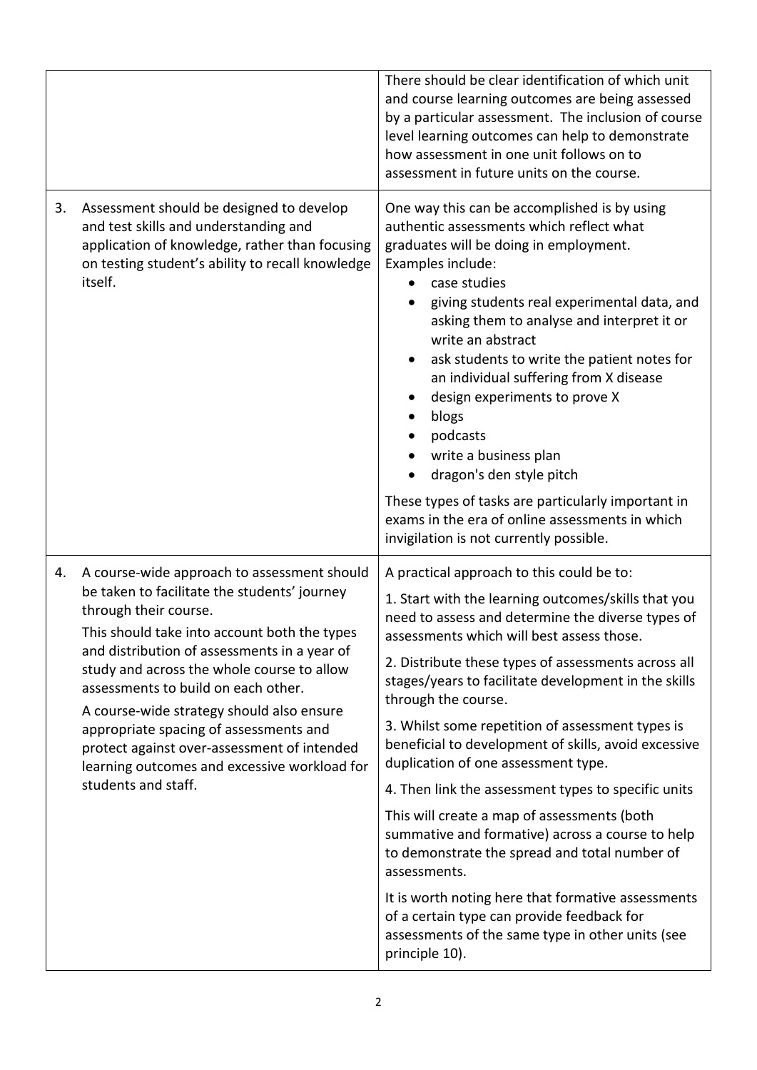| | | |
|---|---|---|
| | | There should be clear identification of which unit and course learning outcomes are being assessed by a particular assessment. The inclusion of course level learning outcomes can help to demonstrate how assessment in one unit follows on to assessment in future units on the course. |
| 3. | Assessment should be designed to develop and test skills and understanding and application of knowledge, rather than focusing on testing student's ability to recall knowledge itself. | One way this can be accomplished is by using authentic assessments which reflect what graduates will be doing in employment.<br>Examples include:<br>• case studies<br>• giving students real experimental data, and asking them to analyse and interpret it or write an abstract<br>• ask students to write the patient notes for an individual suffering from X disease<br>• design experiments to prove X<br>• blogs<br>• podcasts<br>• write a business plan<br>• dragon's den style pitch<br><br>These types of tasks are particularly important in exams in the era of online assessments in which invigilation is not currently possible. |
| 4. | A course-wide approach to assessment should be taken to facilitate the students' journey through their course.<br>This should take into account both the types and distribution of assessments in a year of study and across the whole course to allow assessments to build on each other.<br>A course-wide strategy should also ensure appropriate spacing of assessments and protect against over-assessment of intended learning outcomes and excessive workload for students and staff. | A practical approach to this could be to:<br>1. Start with the learning outcomes/skills that you need to assess and determine the diverse types of assessments which will best assess those.<br>2. Distribute these types of assessments across all stages/years to facilitate development in the skills through the course.<br>3. Whilst some repetition of assessment types is beneficial to development of skills, avoid excessive duplication of one assessment type.<br>4. Then link the assessment types to specific units<br>This will create a map of assessments (both summative and formative) across a course to help to demonstrate the spread and total number of assessments.<br>It is worth noting here that formative assessments of a certain type can provide feedback for assessments of the same type in other units (see principle 10). |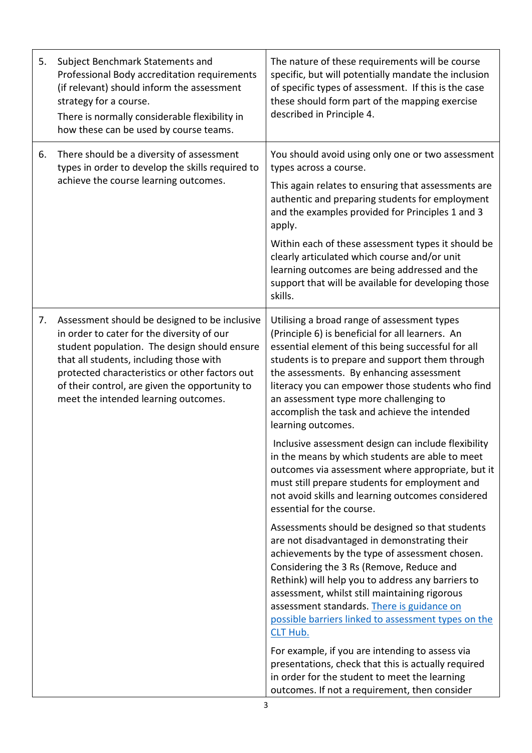| | | |
|---|---|---|
| 5. | Subject Benchmark Statements and Professional Body accreditation requirements (if relevant) should inform the assessment strategy for a course.<br><br>There is normally considerable flexibility in how these can be used by course teams. | The nature of these requirements will be course specific, but will potentially mandate the inclusion of specific types of assessment. If this is the case these should form part of the mapping exercise described in Principle 4. |
| 6. | There should be a diversity of assessment types in order to develop the skills required to achieve the course learning outcomes. | You should avoid using only one or two assessment types across a course.<br><br>This again relates to ensuring that assessments are authentic and preparing students for employment and the examples provided for Principles 1 and 3 apply.<br><br>Within each of these assessment types it should be clearly articulated which course and/or unit learning outcomes are being addressed and the support that will be available for developing those skills. |
| 7. | Assessment should be designed to be inclusive in order to cater for the diversity of our student population. The design should ensure that all students, including those with protected characteristics or other factors out of their control, are given the opportunity to meet the intended learning outcomes. | Utilising a broad range of assessment types (Principle 6) is beneficial for all learners. An essential element of this being successful for all students is to prepare and support them through the assessments. By enhancing assessment literacy you can empower those students who find an assessment type more challenging to accomplish the task and achieve the intended learning outcomes.<br><br>Inclusive assessment design can include flexibility in the means by which students are able to meet outcomes via assessment where appropriate, but it must still prepare students for employment and not avoid skills and learning outcomes considered essential for the course.<br><br>Assessments should be designed so that students are not disadvantaged in demonstrating their achievements by the type of assessment chosen. Considering the 3 Rs (Remove, Reduce and Rethink) will help you to address any barriers to assessment, whilst still maintaining rigorous assessment standards. [There is guidance on possible barriers linked to assessment types on the CLT Hub.]()<br><br>For example, if you are intending to assess via presentations, check that this is actually required in order for the student to meet the learning outcomes. If not a requirement, then consider |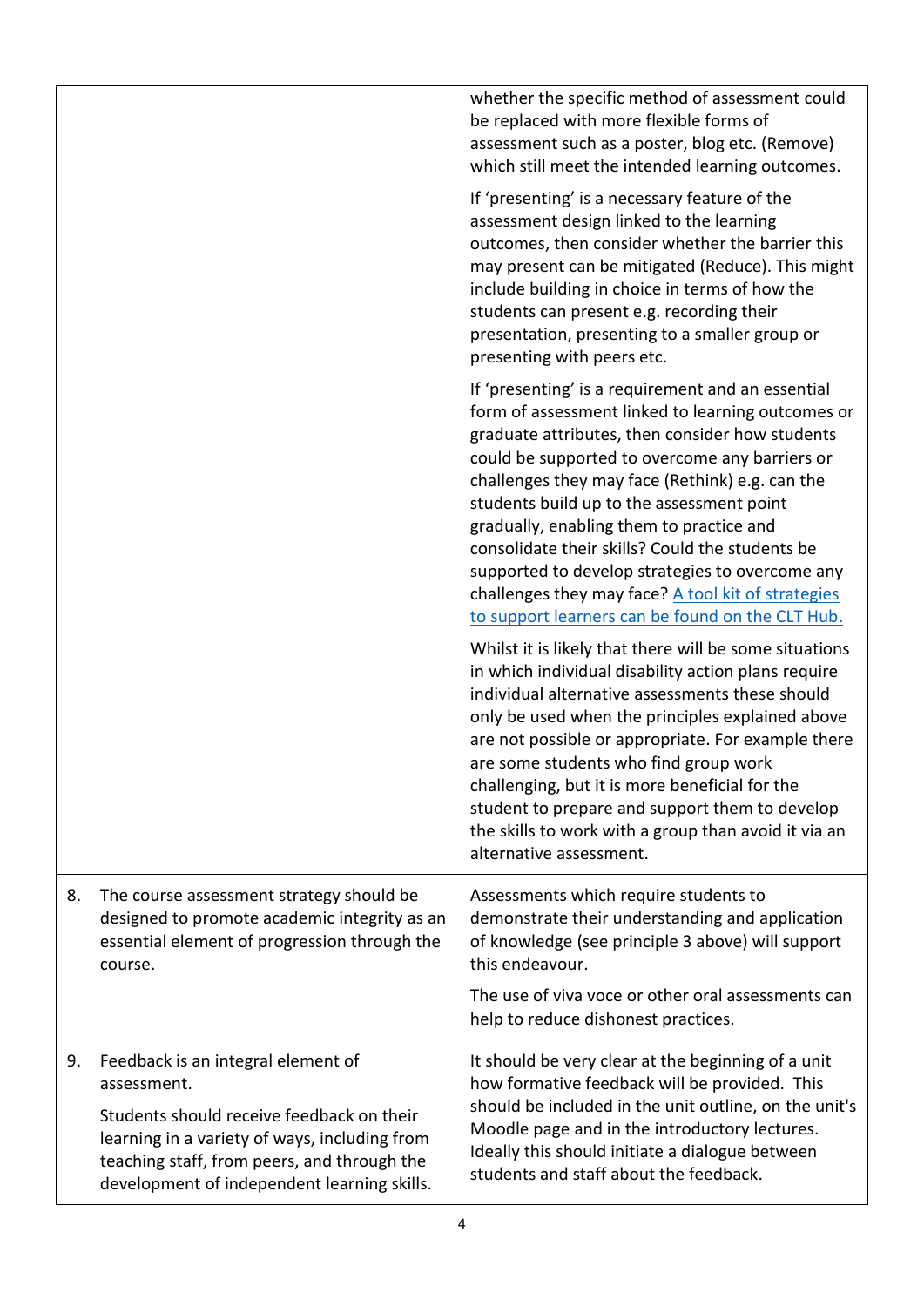| | |
|---|---|
| | whether the specific method of assessment could be replaced with more flexible forms of assessment such as a poster, blog etc. (Remove) which still meet the intended learning outcomes.<br><br>If 'presenting' is a necessary feature of the assessment design linked to the learning outcomes, then consider whether the barrier this may present can be mitigated (Reduce). This might include building in choice in terms of how the students can present e.g. recording their presentation, presenting to a smaller group or presenting with peers etc.<br><br>If 'presenting' is a requirement and an essential form of assessment linked to learning outcomes or graduate attributes, then consider how students could be supported to overcome any barriers or challenges they may face (Rethink) e.g. can the students build up to the assessment point gradually, enabling them to practice and consolidate their skills? Could the students be supported to develop strategies to overcome any challenges they may face? [A tool kit of strategies to support learners can be found on the CLT Hub.]()<br><br>Whilst it is likely that there will be some situations in which individual disability action plans require individual alternative assessments these should only be used when the principles explained above are not possible or appropriate. For example there are some students who find group work challenging, but it is more beneficial for the student to prepare and support them to develop the skills to work with a group than avoid it via an alternative assessment. |
| 8. The course assessment strategy should be designed to promote academic integrity as an essential element of progression through the course. | Assessments which require students to demonstrate their understanding and application of knowledge (see principle 3 above) will support this endeavour.<br><br>The use of viva voce or other oral assessments can help to reduce dishonest practices. |
| 9. Feedback is an integral element of assessment.<br><br>Students should receive feedback on their learning in a variety of ways, including from teaching staff, from peers, and through the development of independent learning skills. | It should be very clear at the beginning of a unit how formative feedback will be provided. This should be included in the unit outline, on the unit's Moodle page and in the introductory lectures. Ideally this should initiate a dialogue between students and staff about the feedback. |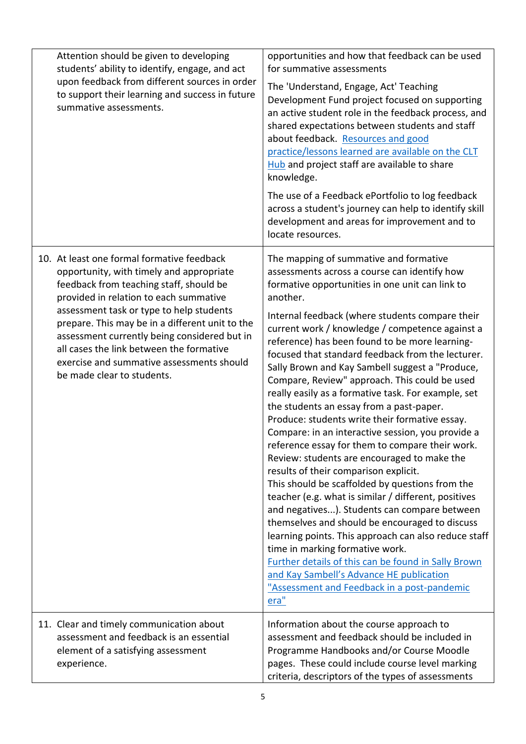| | |
|---|---|
| Attention should be given to developing students' ability to identify, engage, and act upon feedback from different sources in order to support their learning and success in future summative assessments. | opportunities and how that feedback can be used for summative assessments<br><br>The 'Understand, Engage, Act' Teaching Development Fund project focused on supporting an active student role in the feedback process, and shared expectations between students and staff about feedback. [Resources and good practice/lessons learned are available on the CLT Hub]() and project staff are available to share knowledge.<br><br>The use of a Feedback ePortfolio to log feedback across a student's journey can help to identify skill development and areas for improvement and to locate resources. |
| 10. At least one formal formative feedback opportunity, with timely and appropriate feedback from teaching staff, should be provided in relation to each summative assessment task or type to help students prepare. This may be in a different unit to the assessment currently being considered but in all cases the link between the formative exercise and summative assessments should be made clear to students. | The mapping of summative and formative assessments across a course can identify how formative opportunities in one unit can link to another.<br><br>Internal feedback (where students compare their current work / knowledge / competence against a reference) has been found to be more learning-focused that standard feedback from the lecturer. Sally Brown and Kay Sambell suggest a "Produce, Compare, Review" approach. This could be used really easily as a formative task. For example, set the students an essay from a past-paper.<br>Produce: students write their formative essay.<br>Compare: in an interactive session, you provide a reference essay for them to compare their work.<br>Review: students are encouraged to make the results of their comparison explicit.<br>This should be scaffolded by questions from the teacher (e.g. what is similar / different, positives and negatives...). Students can compare between themselves and should be encouraged to discuss learning points. This approach can also reduce staff time in marking formative work.<br>[Further details of this can be found in Sally Brown and Kay Sambell's Advance HE publication "Assessment and Feedback in a post-pandemic era"]() |
| 11. Clear and timely communication about assessment and feedback is an essential element of a satisfying assessment experience. | Information about the course approach to assessment and feedback should be included in Programme Handbooks and/or Course Moodle pages. These could include course level marking criteria, descriptors of the types of assessments |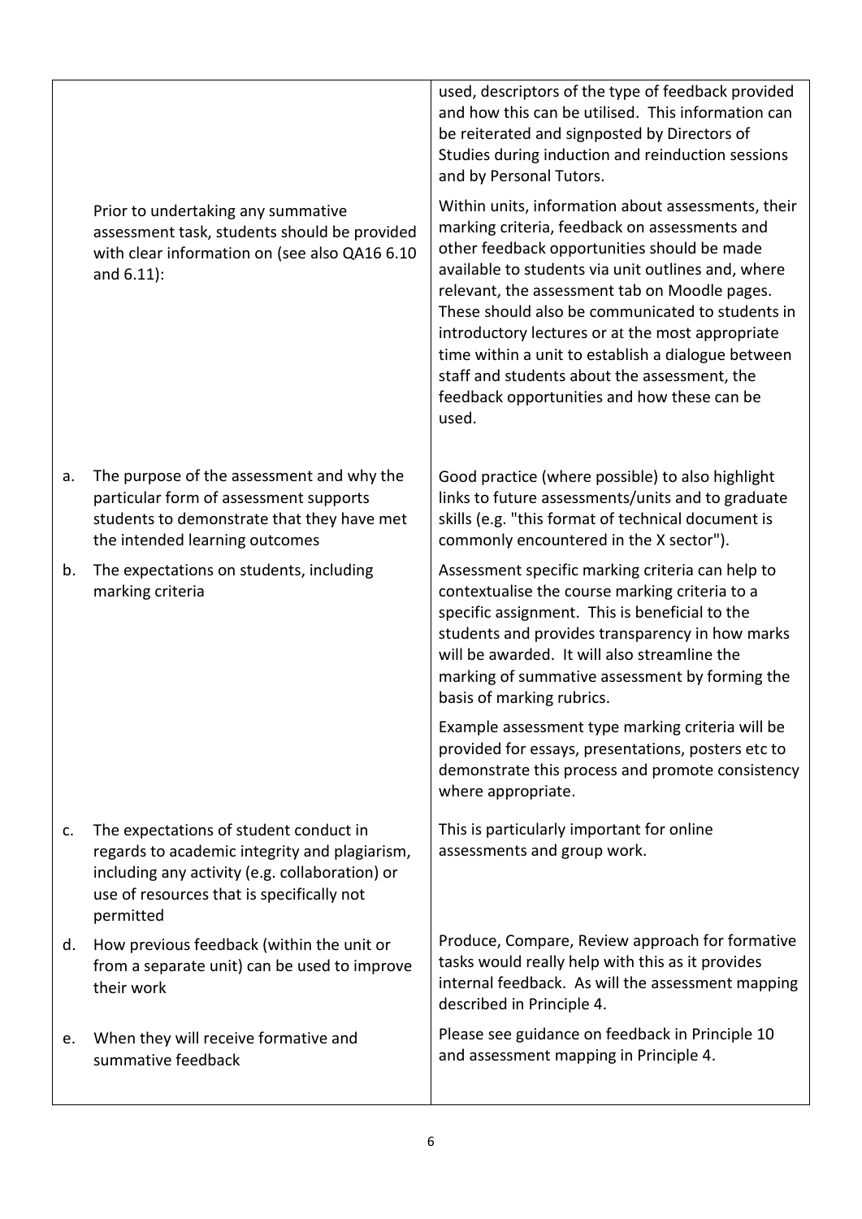| | | |
|---|---|---|
| | | used, descriptors of the type of feedback provided and how this can be utilised. This information can be reiterated and signposted by Directors of Studies during induction and reinduction sessions and by Personal Tutors. |
| | Prior to undertaking any summative assessment task, students should be provided with clear information on (see also QA16 6.10 and 6.11): | Within units, information about assessments, their marking criteria, feedback on assessments and other feedback opportunities should be made available to students via unit outlines and, where relevant, the assessment tab on Moodle pages. These should also be communicated to students in introductory lectures or at the most appropriate time within a unit to establish a dialogue between staff and students about the assessment, the feedback opportunities and how these can be used. |
| a. | The purpose of the assessment and why the particular form of assessment supports students to demonstrate that they have met the intended learning outcomes | Good practice (where possible) to also highlight links to future assessments/units and to graduate skills (e.g. "this format of technical document is commonly encountered in the X sector"). |
| b. | The expectations on students, including marking criteria | Assessment specific marking criteria can help to contextualise the course marking criteria to a specific assignment. This is beneficial to the students and provides transparency in how marks will be awarded. It will also streamline the marking of summative assessment by forming the basis of marking rubrics.<br><br>Example assessment type marking criteria will be provided for essays, presentations, posters etc to demonstrate this process and promote consistency where appropriate. |
| c. | The expectations of student conduct in regards to academic integrity and plagiarism, including any activity (e.g. collaboration) or use of resources that is specifically not permitted | This is particularly important for online assessments and group work. |
| d. | How previous feedback (within the unit or from a separate unit) can be used to improve their work | Produce, Compare, Review approach for formative tasks would really help with this as it provides internal feedback. As will the assessment mapping described in Principle 4. |
| e. | When they will receive formative and summative feedback | Please see guidance on feedback in Principle 10 and assessment mapping in Principle 4. |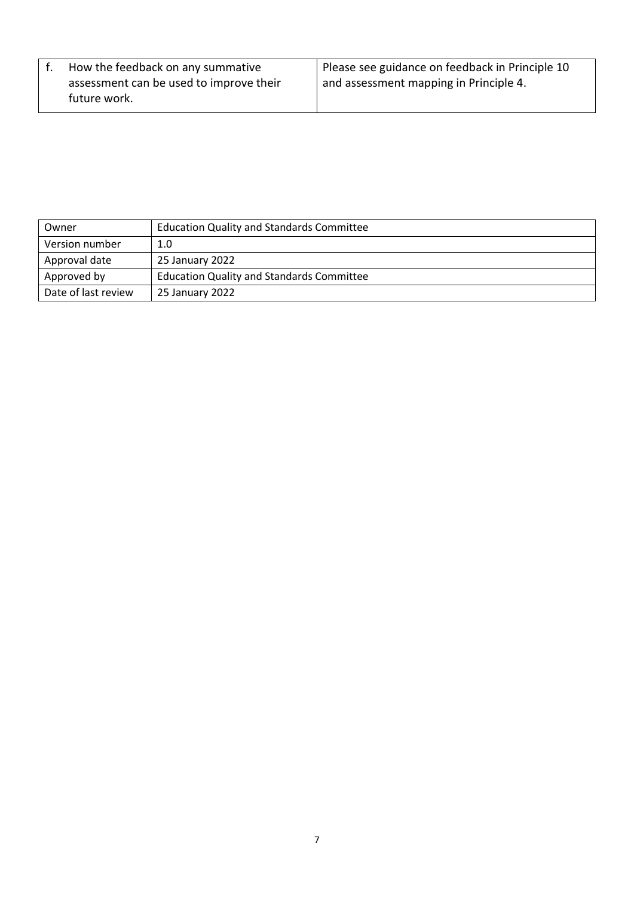| | | |
|---|---|---|
| f. | How the feedback on any summative assessment can be used to improve their future work. | Please see guidance on feedback in Principle 10 and assessment mapping in Principle 4. |

| | |
|---|---|
| Owner | Education Quality and Standards Committee |
| Version number | 1.0 |
| Approval date | 25 January 2022 |
| Approved by | Education Quality and Standards Committee |
| Date of last review | 25 January 2022 |